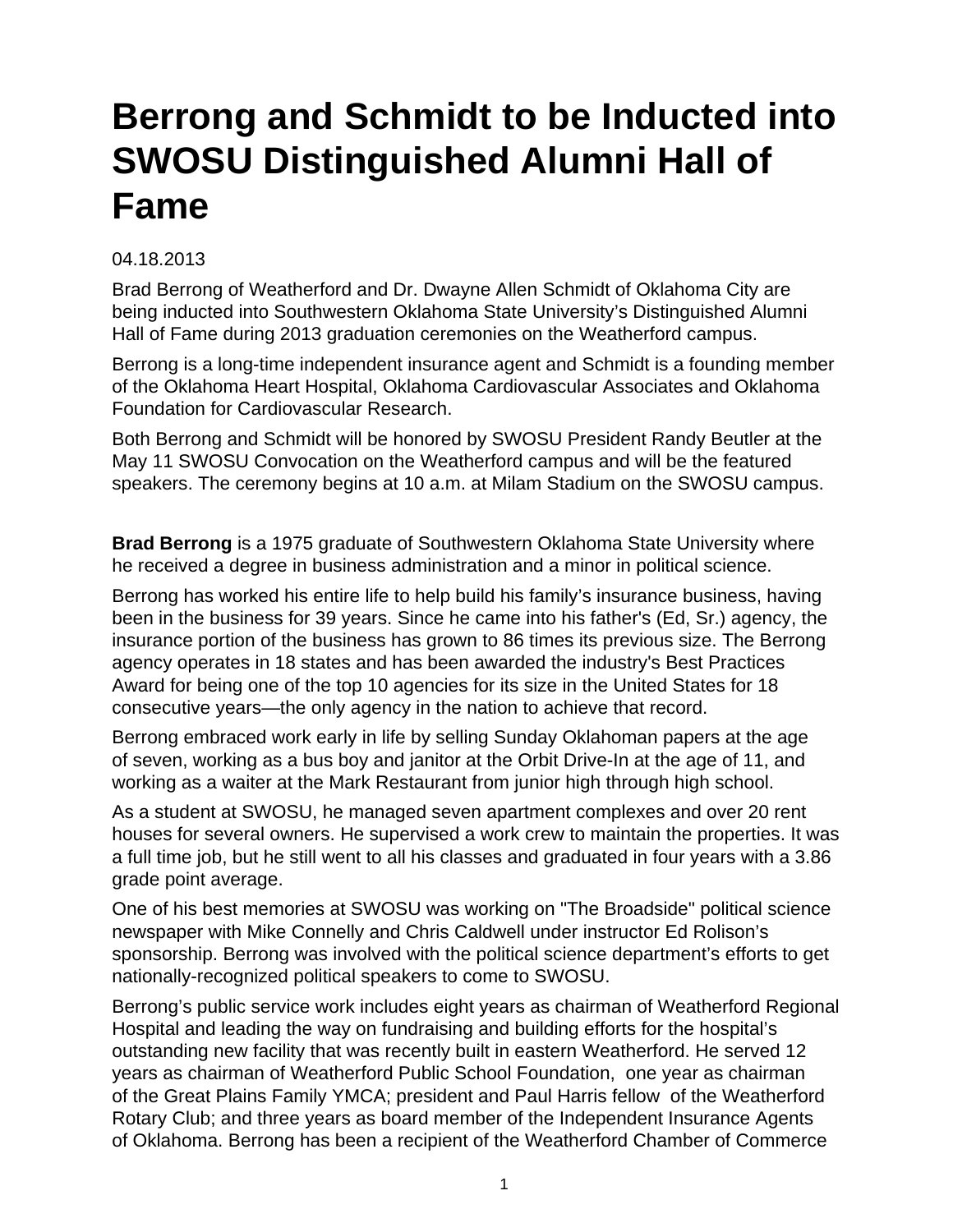# Berrong and Schmidt to be Inducted into SWOSU Distinguished Alumni Hall of Fame

04.18.2013

Brad Berrong of Weatherford and Dr. Dwayne Allen Schmidt of Oklahoma City are being inducted into Southwestern Oklahoma State University's Distinguished Alumni Hall of Fame during 2013 graduation ceremonies on the Weatherford campus.

Berrong is a long-time independent insurance agent and Schmidt is a founding member of the Oklahoma Heart Hospital, Oklahoma Cardiovascular Associates and Oklahoma Foundation for Cardiovascular Research.

Both Berrong and Schmidt will be honored by SWOSU President Randy Beutler at the May 11 SWOSU Convocation on the Weatherford campus and will be the featured speakers. The ceremony begins at 10 a.m. at Milam Stadium on the SWOSU campus.

**Brad Berrong** is a 1975 graduate of Southwestern Oklahoma State University where he received a degree in business administration and a minor in political science.

Berrong has worked his entire life to help build his family's insurance business, having been in the business for 39 years. Since he came into his father's (Ed, Sr.) agency, the insurance portion of the business has grown to 86 times its previous size. The Berrong agency operates in 18 states and has been awarded the industry's Best Practices Award for being one of the top 10 agencies for its size in the United States for 18 consecutive years—the only agency in the nation to achieve that record.

Berrong embraced work early in life by selling Sunday Oklahoman papers at the age of seven, working as a bus boy and janitor at the Orbit Drive-In at the age of 11, and working as a waiter at the Mark Restaurant from junior high through high school.

As a student at SWOSU, he managed seven apartment complexes and over 20 rent houses for several owners. He supervised a work crew to maintain the properties. It was a full time job, but he still went to all his classes and graduated in four years with a 3.86 grade point average.

One of his best memories at SWOSU was working on "The Broadside" political science newspaper with Mike Connelly and Chris Caldwell under instructor Ed Rolison's sponsorship. Berrong was involved with the political science department's efforts to get nationally-recognized political speakers to come to SWOSU.

Berrong's public service work includes eight years as chairman of Weatherford Regional Hospital and leading the way on fundraising and building efforts for the hospital's outstanding new facility that was recently built in eastern Weatherford. He served 12 years as chairman of Weatherford Public School Foundation, one year as chairman of the Great Plains Family YMCA; president and Paul Harris fellow of the Weatherford Rotary Club; and three years as board member of the Independent Insurance Agents of Oklahoma. Berrong has been a recipient of the Weatherford Chamber of Commerce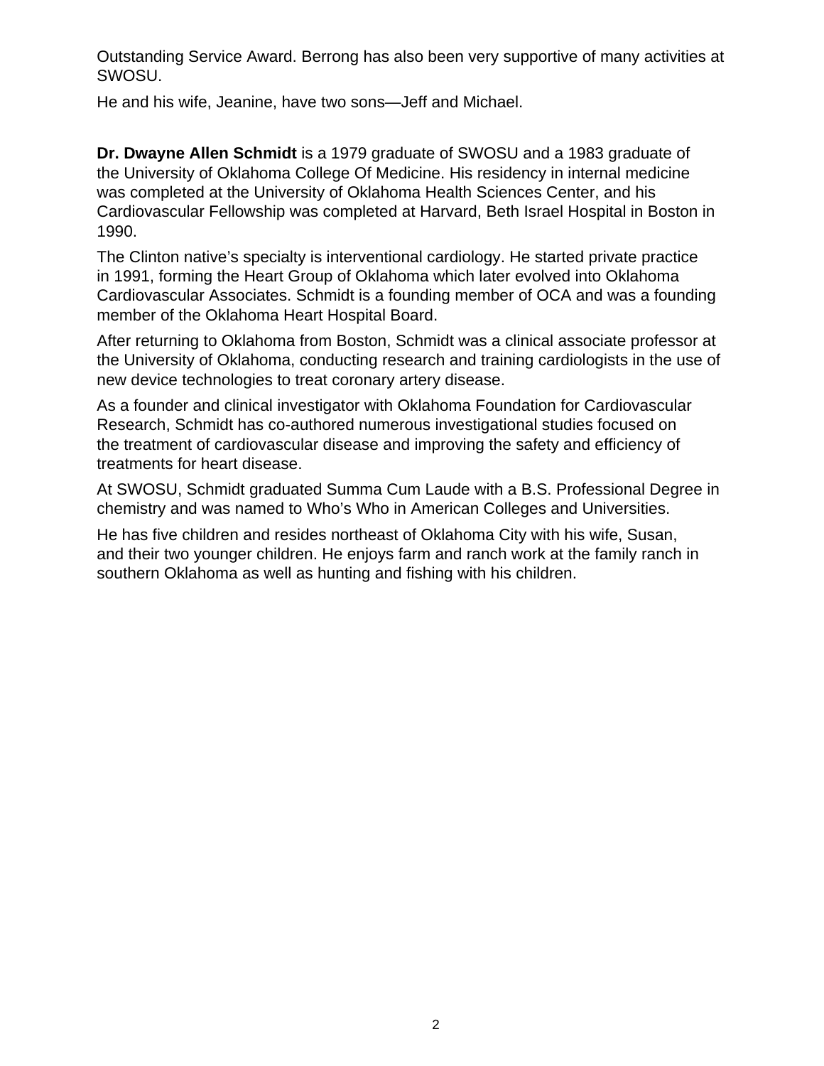Outstanding Service Award. Berrong has also been very supportive of many activities at SWOSU.

He and his wife, Jeanine, have two sons—Jeff and Michael.

**Dr. Dwayne Allen Schmidt** is a 1979 graduate of SWOSU and a 1983 graduate of the University of Oklahoma College Of Medicine. His residency in internal medicine was completed at the University of Oklahoma Health Sciences Center, and his Cardiovascular Fellowship was completed at Harvard, Beth Israel Hospital in Boston in 1990.

The Clinton native's specialty is interventional cardiology. He started private practice in 1991, forming the Heart Group of Oklahoma which later evolved into Oklahoma Cardiovascular Associates. Schmidt is a founding member of OCA and was a founding member of the Oklahoma Heart Hospital Board.

After returning to Oklahoma from Boston, Schmidt was a clinical associate professor at the University of Oklahoma, conducting research and training cardiologists in the use of new device technologies to treat coronary artery disease.

As a founder and clinical investigator with Oklahoma Foundation for Cardiovascular Research, Schmidt has co-authored numerous investigational studies focused on the treatment of cardiovascular disease and improving the safety and efficiency of treatments for heart disease.

At SWOSU, Schmidt graduated Summa Cum Laude with a B.S. Professional Degree in chemistry and was named to Who's Who in American Colleges and Universities.

He has five children and resides northeast of Oklahoma City with his wife, Susan, and their two younger children. He enjoys farm and ranch work at the family ranch in southern Oklahoma as well as hunting and fishing with his children.